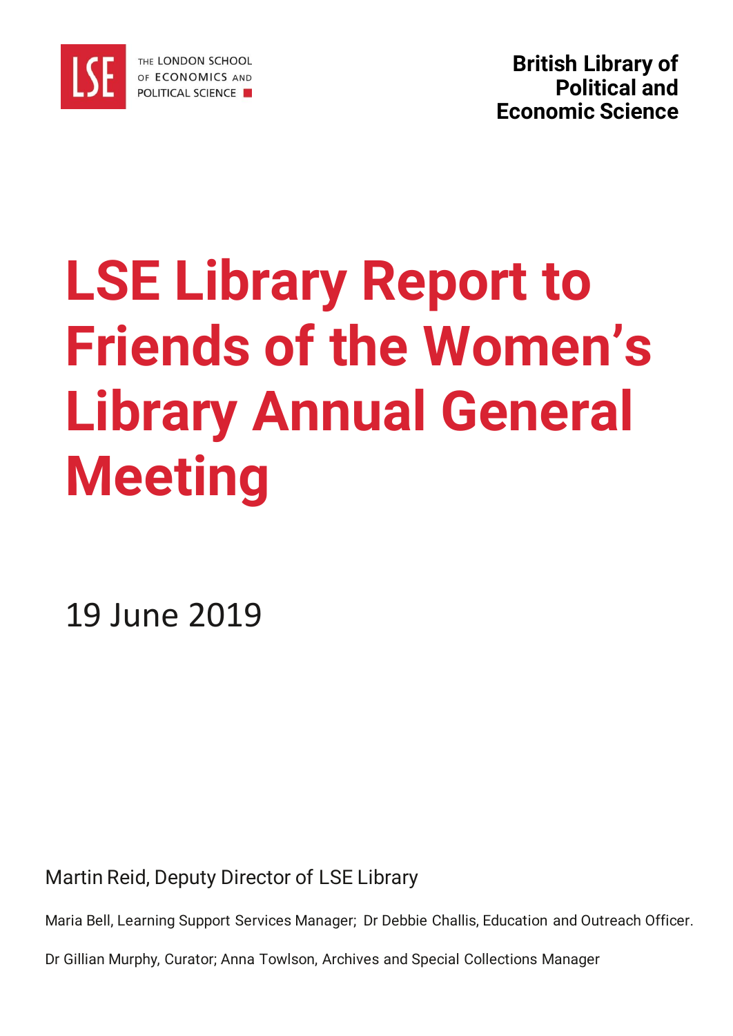THE LONDON SCHOOL OF ECONOMICS AND POLITICAL SCIENCE

**British Library of Political and Economic Science**

# LSE Library Report to Friends of the Women's Library Annual General Meeting

19 June 2019

Martin Reid, Deputy Director of LSE Library

Maria Bell, Learning Support Services Manager; Dr Debbie Challis, Education and Outreach Officer.

Dr Gillian Murphy, Curator; Anna Towlson, Archives and Special Collections Manager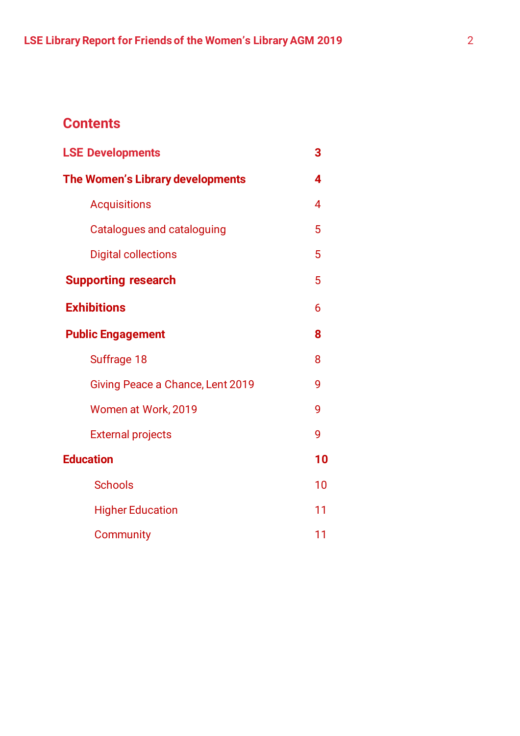## Contents

| | |
|---|---|
| **LSE Developments** | **3** |
| **The Women's Library developments** | **4** |
| Acquisitions | 4 |
| Catalogues and cataloguing | 5 |
| Digital collections | 5 |
| **Supporting research** | 5 |
| **Exhibitions** | 6 |
| **Public Engagement** | **8** |
| Suffrage 18 | 8 |
| Giving Peace a Chance, Lent 2019 | 9 |
| Women at Work, 2019 | 9 |
| External projects | 9 |
| **Education** | **10** |
| Schools | 10 |
| Higher Education | 11 |
| Community | 11 |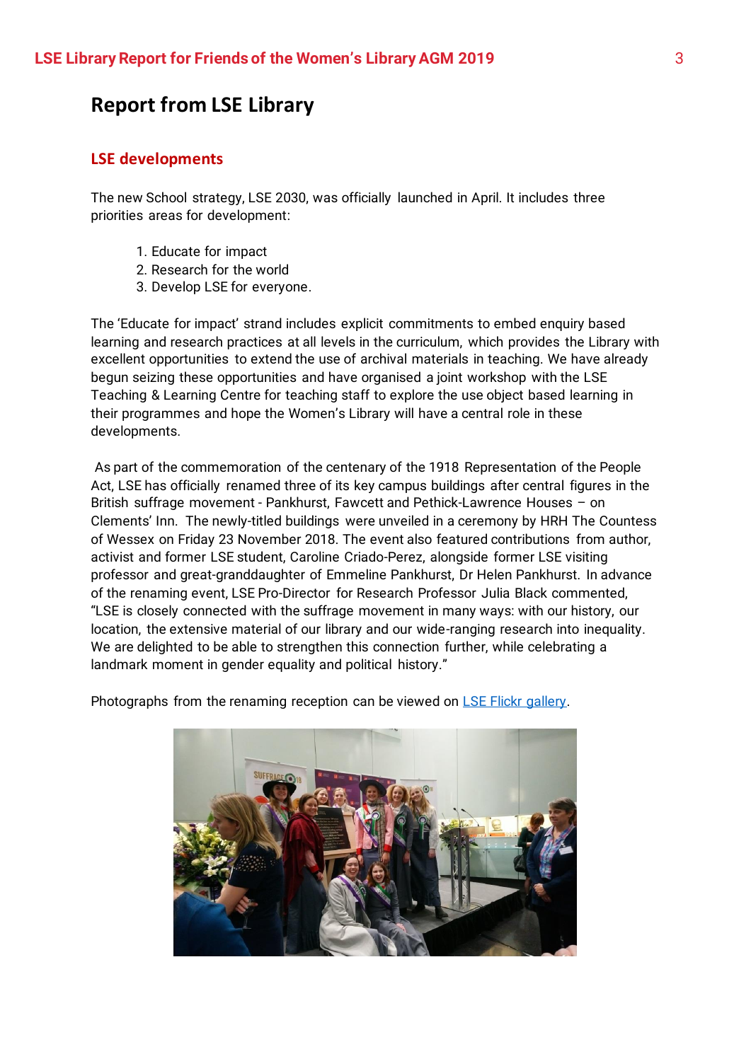# Report from LSE Library

## LSE developments

The new School strategy, LSE 2030, was officially launched in April. It includes three priorities areas for development:

1. Educate for impact
2. Research for the world
3. Develop LSE for everyone.

The 'Educate for impact' strand includes explicit commitments to embed enquiry based learning and research practices at all levels in the curriculum, which provides the Library with excellent opportunities to extend the use of archival materials in teaching. We have already begun seizing these opportunities and have organised a joint workshop with the LSE Teaching & Learning Centre for teaching staff to explore the use object based learning in their programmes and hope the Women's Library will have a central role in these developments.

As part of the commemoration of the centenary of the 1918 Representation of the People Act, LSE has officially renamed three of its key campus buildings after central figures in the British suffrage movement - Pankhurst, Fawcett and Pethick-Lawrence Houses – on Clements' Inn. The newly-titled buildings were unveiled in a ceremony by HRH The Countess of Wessex on Friday 23 November 2018. The event also featured contributions from author, activist and former LSE student, Caroline Criado-Perez, alongside former LSE visiting professor and great-granddaughter of Emmeline Pankhurst, Dr Helen Pankhurst. In advance of the renaming event, LSE Pro-Director for Research Professor Julia Black commented, "LSE is closely connected with the suffrage movement in many ways: with our history, our location, the extensive material of our library and our wide-ranging research into inequality. We are delighted to be able to strengthen this connection further, while celebrating a landmark moment in gender equality and political history."

Photographs from the renaming reception can be viewed on [LSE Flickr gallery](LSE Flickr gallery).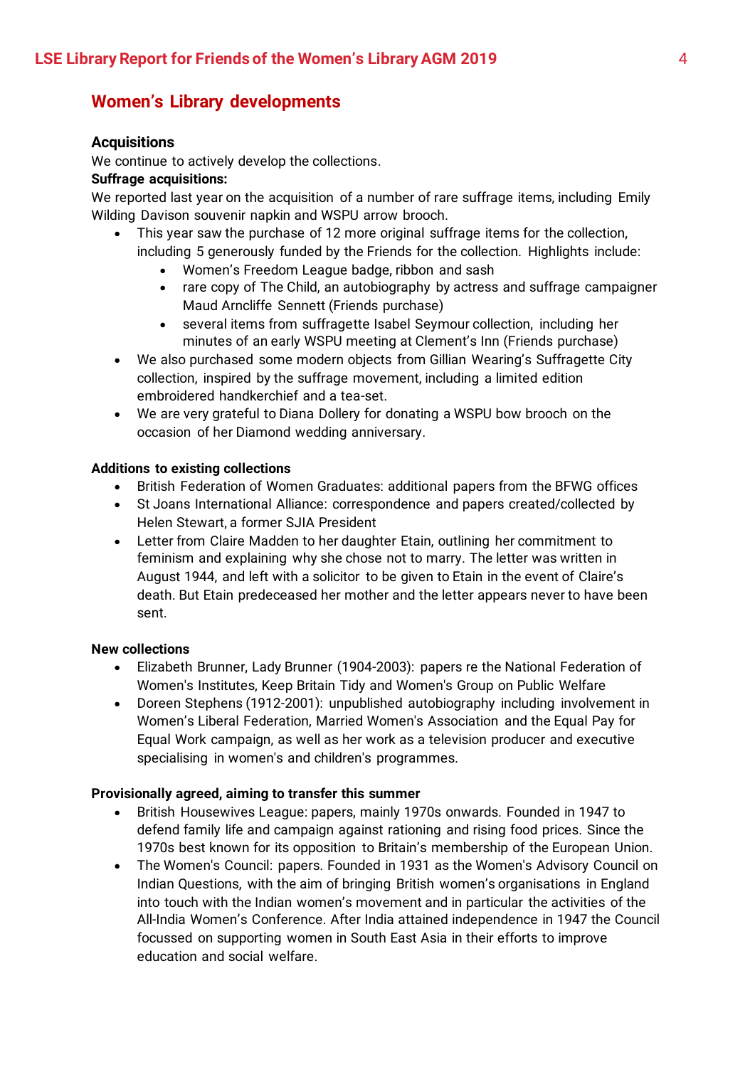## Women's Library developments

### Acquisitions

We continue to actively develop the collections.

**Suffrage acquisitions:**

We reported last year on the acquisition of a number of rare suffrage items, including Emily Wilding Davison souvenir napkin and WSPU arrow brooch.

- This year saw the purchase of 12 more original suffrage items for the collection, including 5 generously funded by the Friends for the collection. Highlights include:
  - Women's Freedom League badge, ribbon and sash
  - rare copy of The Child, an autobiography by actress and suffrage campaigner Maud Arncliffe Sennett (Friends purchase)
  - several items from suffragette Isabel Seymour collection, including her minutes of an early WSPU meeting at Clement's Inn (Friends purchase)
- We also purchased some modern objects from Gillian Wearing's Suffragette City collection, inspired by the suffrage movement, including a limited edition embroidered handkerchief and a tea-set.
- We are very grateful to Diana Dollery for donating a WSPU bow brooch on the occasion of her Diamond wedding anniversary.

**Additions to existing collections**

- British Federation of Women Graduates: additional papers from the BFWG offices
- St Joans International Alliance: correspondence and papers created/collected by Helen Stewart, a former SJIA President
- Letter from Claire Madden to her daughter Etain, outlining her commitment to feminism and explaining why she chose not to marry. The letter was written in August 1944, and left with a solicitor to be given to Etain in the event of Claire's death. But Etain predeceased her mother and the letter appears never to have been sent.

**New collections**

- Elizabeth Brunner, Lady Brunner (1904-2003): papers re the National Federation of Women's Institutes, Keep Britain Tidy and Women's Group on Public Welfare
- Doreen Stephens (1912-2001): unpublished autobiography including involvement in Women's Liberal Federation, Married Women's Association and the Equal Pay for Equal Work campaign, as well as her work as a television producer and executive specialising in women's and children's programmes.

**Provisionally agreed, aiming to transfer this summer**

- British Housewives League: papers, mainly 1970s onwards. Founded in 1947 to defend family life and campaign against rationing and rising food prices. Since the 1970s best known for its opposition to Britain's membership of the European Union.
- The Women's Council: papers. Founded in 1931 as the Women's Advisory Council on Indian Questions, with the aim of bringing British women's organisations in England into touch with the Indian women's movement and in particular the activities of the All-India Women's Conference. After India attained independence in 1947 the Council focussed on supporting women in South East Asia in their efforts to improve education and social welfare.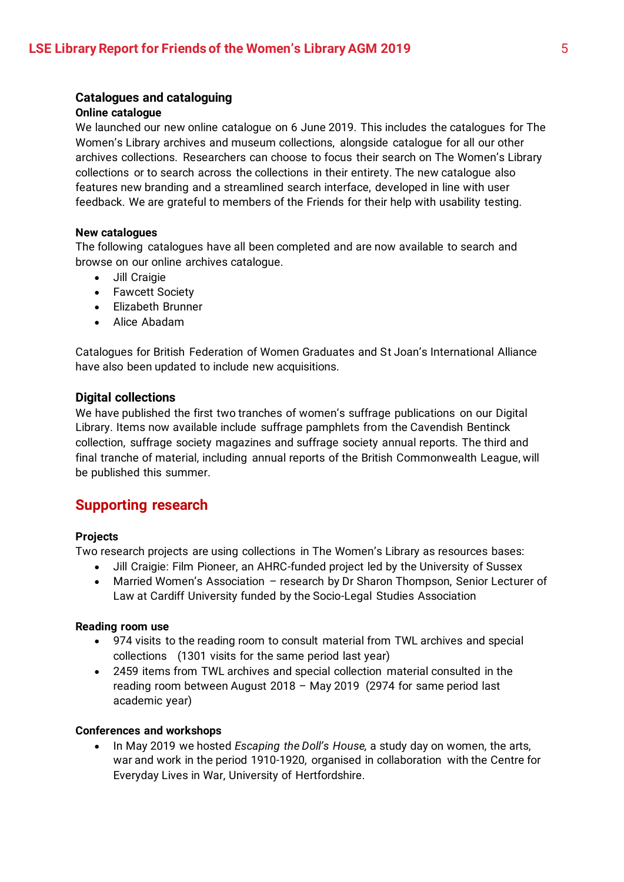## Catalogues and cataloguing

### Online catalogue

We launched our new online catalogue on 6 June 2019. This includes the catalogues for The Women's Library archives and museum collections, alongside catalogue for all our other archives collections. Researchers can choose to focus their search on The Women's Library collections or to search across the collections in their entirety. The new catalogue also features new branding and a streamlined search interface, developed in line with user feedback. We are grateful to members of the Friends for their help with usability testing.

**New catalogues**

The following catalogues have all been completed and are now available to search and browse on our online archives catalogue.

- Jill Craigie
- Fawcett Society
- Elizabeth Brunner
- Alice Abadam

Catalogues for British Federation of Women Graduates and St Joan's International Alliance have also been updated to include new acquisitions.

## Digital collections

We have published the first two tranches of women's suffrage publications on our Digital Library. Items now available include suffrage pamphlets from the Cavendish Bentinck collection, suffrage society magazines and suffrage society annual reports. The third and final tranche of material, including annual reports of the British Commonwealth League, will be published this summer.

# Supporting research

**Projects**

Two research projects are using collections in The Women's Library as resources bases:

- Jill Craigie: Film Pioneer, an AHRC-funded project led by the University of Sussex
- Married Women's Association – research by Dr Sharon Thompson, Senior Lecturer of Law at Cardiff University funded by the Socio-Legal Studies Association

**Reading room use**

- 974 visits to the reading room to consult material from TWL archives and special collections (1301 visits for the same period last year)
- 2459 items from TWL archives and special collection material consulted in the reading room between August 2018 – May 2019 (2974 for same period last academic year)

**Conferences and workshops**

- In May 2019 we hosted *Escaping the Doll's House,* a study day on women, the arts, war and work in the period 1910-1920, organised in collaboration with the Centre for Everyday Lives in War, University of Hertfordshire.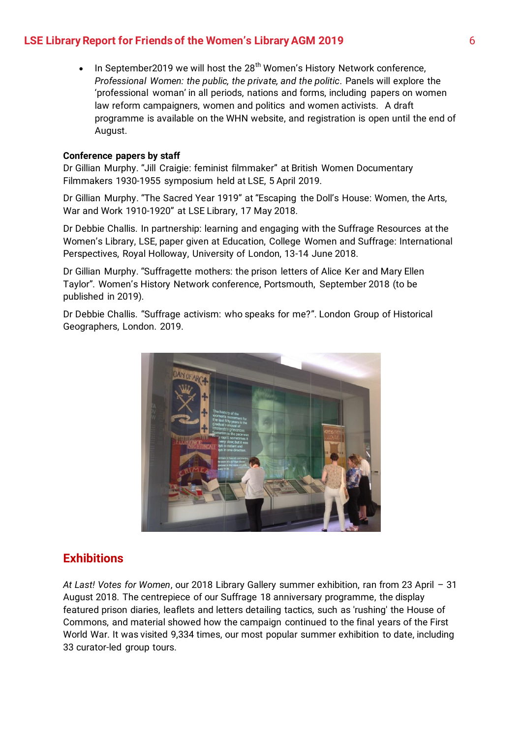- In September2019 we will host the 28th Women's History Network conference, *Professional Women: the public, the private, and the politic*. Panels will explore the 'professional woman' in all periods, nations and forms, including papers on women law reform campaigners, women and politics and women activists. A draft programme is available on the WHN website, and registration is open until the end of August.

**Conference papers by staff**

Dr Gillian Murphy. "Jill Craigie: feminist filmmaker" at British Women Documentary Filmmakers 1930-1955 symposium held at LSE, 5 April 2019.

Dr Gillian Murphy. "The Sacred Year 1919" at "Escaping the Doll's House: Women, the Arts, War and Work 1910-1920" at LSE Library, 17 May 2018.

Dr Debbie Challis. In partnership: learning and engaging with the Suffrage Resources at the Women's Library, LSE, paper given at Education, College Women and Suffrage: International Perspectives, Royal Holloway, University of London, 13-14 June 2018.

Dr Gillian Murphy. "Suffragette mothers: the prison letters of Alice Ker and Mary Ellen Taylor". Women's History Network conference, Portsmouth, September 2018 (to be published in 2019).

Dr Debbie Challis. "Suffrage activism: who speaks for me?". London Group of Historical Geographers, London. 2019.

## Exhibitions

*At Last! Votes for Women*, our 2018 Library Gallery summer exhibition, ran from 23 April – 31 August 2018. The centrepiece of our Suffrage 18 anniversary programme, the display featured prison diaries, leaflets and letters detailing tactics, such as 'rushing' the House of Commons, and material showed how the campaign continued to the final years of the First World War. It was visited 9,334 times, our most popular summer exhibition to date, including 33 curator-led group tours.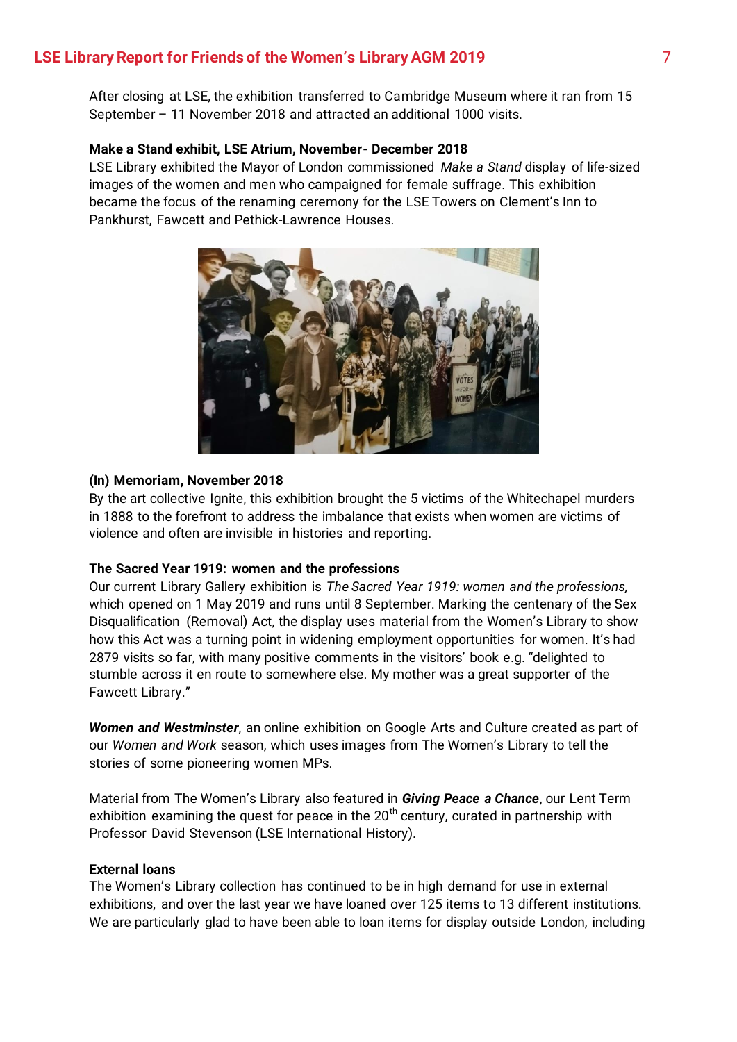After closing at LSE, the exhibition transferred to Cambridge Museum where it ran from 15 September – 11 November 2018 and attracted an additional 1000 visits.

**Make a Stand exhibit, LSE Atrium, November- December 2018**

LSE Library exhibited the Mayor of London commissioned *Make a Stand* display of life-sized images of the women and men who campaigned for female suffrage. This exhibition became the focus of the renaming ceremony for the LSE Towers on Clement's Inn to Pankhurst, Fawcett and Pethick-Lawrence Houses.

**(In) Memoriam, November 2018**

By the art collective Ignite, this exhibition brought the 5 victims of the Whitechapel murders in 1888 to the forefront to address the imbalance that exists when women are victims of violence and often are invisible in histories and reporting.

**The Sacred Year 1919: women and the professions**

Our current Library Gallery exhibition is *The Sacred Year 1919: women and the professions,* which opened on 1 May 2019 and runs until 8 September. Marking the centenary of the Sex Disqualification (Removal) Act, the display uses material from the Women's Library to show how this Act was a turning point in widening employment opportunities for women. It's had 2879 visits so far, with many positive comments in the visitors' book e.g. "delighted to stumble across it en route to somewhere else. My mother was a great supporter of the Fawcett Library."

***Women and Westminster***, an online exhibition on Google Arts and Culture created as part of our *Women and Work* season, which uses images from The Women's Library to tell the stories of some pioneering women MPs.

Material from The Women's Library also featured in ***Giving Peace a Chance***, our Lent Term exhibition examining the quest for peace in the 20th century, curated in partnership with Professor David Stevenson (LSE International History).

**External loans**

The Women's Library collection has continued to be in high demand for use in external exhibitions, and over the last year we have loaned over 125 items to 13 different institutions. We are particularly glad to have been able to loan items for display outside London, including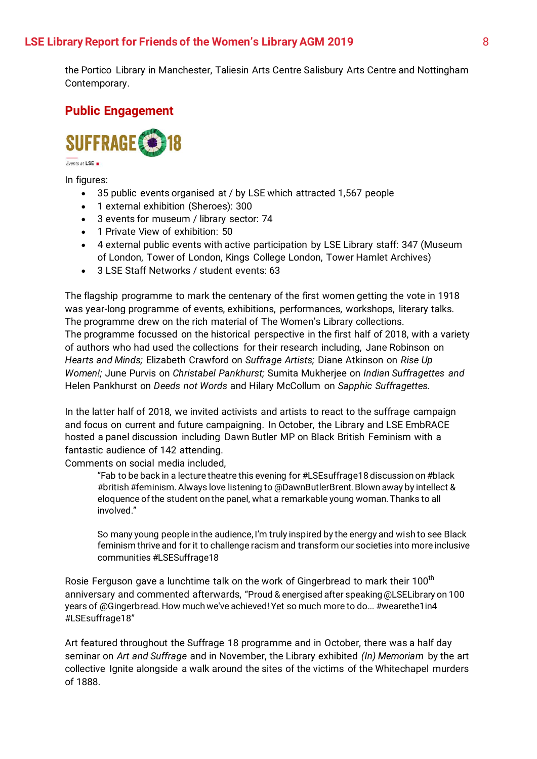the Portico Library in Manchester, Taliesin Arts Centre Salisbury Arts Centre and Nottingham Contemporary.

## Public Engagement

SUFFRAGE 18

Events at LSE

In figures:

- 35 public events organised at / by LSE which attracted 1,567 people
- 1 external exhibition (Sheroes): 300
- 3 events for museum / library sector: 74
- 1 Private View of exhibition: 50
- 4 external public events with active participation by LSE Library staff: 347 (Museum of London, Tower of London, Kings College London, Tower Hamlet Archives)
- 3 LSE Staff Networks / student events: 63

The flagship programme to mark the centenary of the first women getting the vote in 1918 was year-long programme of events, exhibitions, performances, workshops, literary talks. The programme drew on the rich material of The Women's Library collections.
The programme focussed on the historical perspective in the first half of 2018, with a variety of authors who had used the collections for their research including, Jane Robinson on *Hearts and Minds;* Elizabeth Crawford on *Suffrage Artists;* Diane Atkinson on *Rise Up Women!;* June Purvis on *Christabel Pankhurst;* Sumita Mukherjee on *Indian Suffragettes and* Helen Pankhurst on *Deeds not Words* and Hilary McCollum on *Sapphic Suffragettes.*

In the latter half of 2018, we invited activists and artists to react to the suffrage campaign and focus on current and future campaigning. In October, the Library and LSE EmbRACE hosted a panel discussion including Dawn Butler MP on Black British Feminism with a fantastic audience of 142 attending.
Comments on social media included,

> "Fab to be back in a lecture theatre this evening for #LSEsuffrage18 discussion on #black #british #feminism. Always love listening to @DawnButlerBrent. Blown away by intellect & eloquence of the student on the panel, what a remarkable young woman. Thanks to all involved."
>
> So many young people in the audience, I'm truly inspired by the energy and wish to see Black feminism thrive and for it to challenge racism and transform our societies into more inclusive communities #LSESuffrage18

Rosie Ferguson gave a lunchtime talk on the work of Gingerbread to mark their 100th anniversary and commented afterwards, "Proud & energised after speaking @LSELibrary on 100 years of @Gingerbread. How much we've achieved! Yet so much more to do... #wearethe1in4 #LSEsuffrage18"

Art featured throughout the Suffrage 18 programme and in October, there was a half day seminar on *Art and Suffrage* and in November, the Library exhibited *(In) Memoriam* by the art collective Ignite alongside a walk around the sites of the victims of the Whitechapel murders of 1888.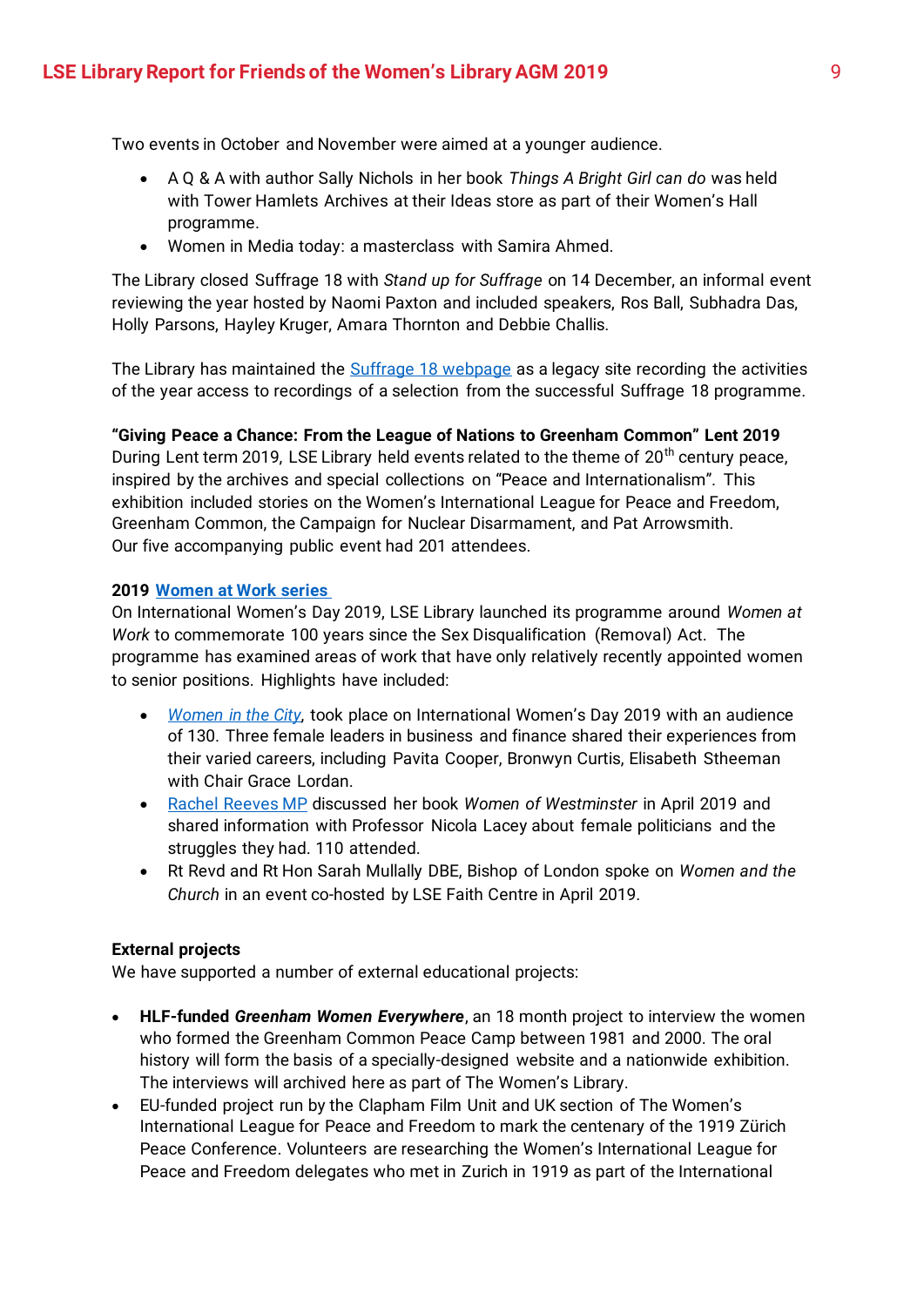Two events in October and November were aimed at a younger audience.

- A Q & A with author Sally Nichols in her book *Things A Bright Girl can do* was held with Tower Hamlets Archives at their Ideas store as part of their Women's Hall programme.
- Women in Media today: a masterclass with Samira Ahmed.

The Library closed Suffrage 18 with *Stand up for Suffrage* on 14 December, an informal event reviewing the year hosted by Naomi Paxton and included speakers, Ros Ball, Subhadra Das, Holly Parsons, Hayley Kruger, Amara Thornton and Debbie Challis.

The Library has maintained the [Suffrage 18 webpage] as a legacy site recording the activities of the year access to recordings of a selection from the successful Suffrage 18 programme.

**"Giving Peace a Chance: From the League of Nations to Greenham Common" Lent 2019**
During Lent term 2019, LSE Library held events related to the theme of 20th century peace, inspired by the archives and special collections on "Peace and Internationalism". This exhibition included stories on the Women's International League for Peace and Freedom, Greenham Common, the Campaign for Nuclear Disarmament, and Pat Arrowsmith. Our five accompanying public event had 201 attendees.

**2019 [Women at Work series]**
On International Women's Day 2019, LSE Library launched its programme around *Women at Work* to commemorate 100 years since the Sex Disqualification (Removal) Act. The programme has examined areas of work that have only relatively recently appointed women to senior positions. Highlights have included:

- *[Women in the City]*, took place on International Women's Day 2019 with an audience of 130. Three female leaders in business and finance shared their experiences from their varied careers, including Pavita Cooper, Bronwyn Curtis, Elisabeth Stheeman with Chair Grace Lordan.
- [Rachel Reeves MP] discussed her book *Women of Westminster* in April 2019 and shared information with Professor Nicola Lacey about female politicians and the struggles they had. 110 attended.
- Rt Revd and Rt Hon Sarah Mullally DBE, Bishop of London spoke on *Women and the Church* in an event co-hosted by LSE Faith Centre in April 2019.

**External projects**
We have supported a number of external educational projects:

- **HLF-funded *Greenham Women Everywhere***, an 18 month project to interview the women who formed the Greenham Common Peace Camp between 1981 and 2000. The oral history will form the basis of a specially-designed website and a nationwide exhibition. The interviews will archived here as part of The Women's Library.
- EU-funded project run by the Clapham Film Unit and UK section of The Women's International League for Peace and Freedom to mark the centenary of the 1919 Zürich Peace Conference. Volunteers are researching the Women's International League for Peace and Freedom delegates who met in Zurich in 1919 as part of the International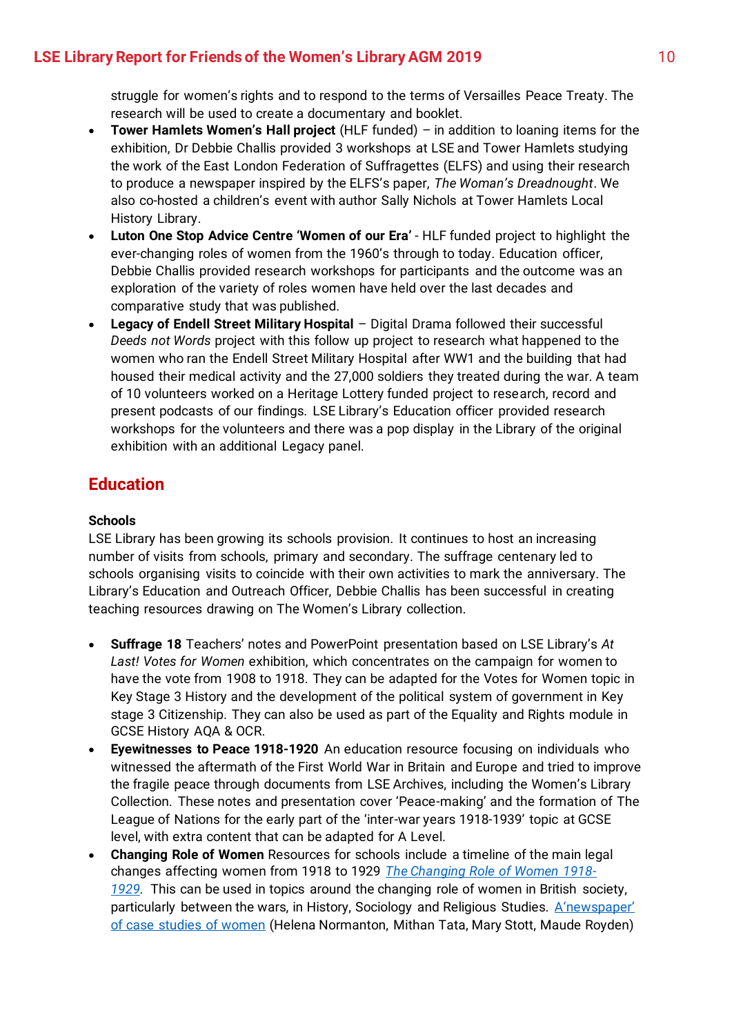struggle for women's rights and to respond to the terms of Versailles Peace Treaty. The research will be used to create a documentary and booklet.

- **Tower Hamlets Women's Hall project** (HLF funded) – in addition to loaning items for the exhibition, Dr Debbie Challis provided 3 workshops at LSE and Tower Hamlets studying the work of the East London Federation of Suffragettes (ELFS) and using their research to produce a newspaper inspired by the ELFS's paper, *The Woman's Dreadnought*. We also co-hosted a children's event with author Sally Nichols at Tower Hamlets Local History Library.
- **Luton One Stop Advice Centre 'Women of our Era'** - HLF funded project to highlight the ever-changing roles of women from the 1960's through to today. Education officer, Debbie Challis provided research workshops for participants and the outcome was an exploration of the variety of roles women have held over the last decades and comparative study that was published.
- **Legacy of Endell Street Military Hospital** – Digital Drama followed their successful *Deeds not Words* project with this follow up project to research what happened to the women who ran the Endell Street Military Hospital after WW1 and the building that had housed their medical activity and the 27,000 soldiers they treated during the war. A team of 10 volunteers worked on a Heritage Lottery funded project to research, record and present podcasts of our findings. LSE Library's Education officer provided research workshops for the volunteers and there was a pop display in the Library of the original exhibition with an additional Legacy panel.

## Education

**Schools**

LSE Library has been growing its schools provision. It continues to host an increasing number of visits from schools, primary and secondary. The suffrage centenary led to schools organising visits to coincide with their own activities to mark the anniversary. The Library's Education and Outreach Officer, Debbie Challis has been successful in creating teaching resources drawing on The Women's Library collection.

- **Suffrage 18** Teachers' notes and PowerPoint presentation based on LSE Library's *At Last! Votes for Women* exhibition, which concentrates on the campaign for women to have the vote from 1908 to 1918. They can be adapted for the Votes for Women topic in Key Stage 3 History and the development of the political system of government in Key stage 3 Citizenship. They can also be used as part of the Equality and Rights module in GCSE History AQA & OCR.
- **Eyewitnesses to Peace 1918-1920** An education resource focusing on individuals who witnessed the aftermath of the First World War in Britain and Europe and tried to improve the fragile peace through documents from LSE Archives, including the Women's Library Collection. These notes and presentation cover 'Peace-making' and the formation of The League of Nations for the early part of the 'inter-war years 1918-1939' topic at GCSE level, with extra content that can be adapted for A Level.
- **Changing Role of Women** Resources for schools include a timeline of the main legal changes affecting women from 1918 to 1929 *The Changing Role of Women 1918-1929*. This can be used in topics around the changing role of women in British society, particularly between the wars, in History, Sociology and Religious Studies. A'newspaper' of case studies of women (Helena Normanton, Mithan Tata, Mary Stott, Maude Royden)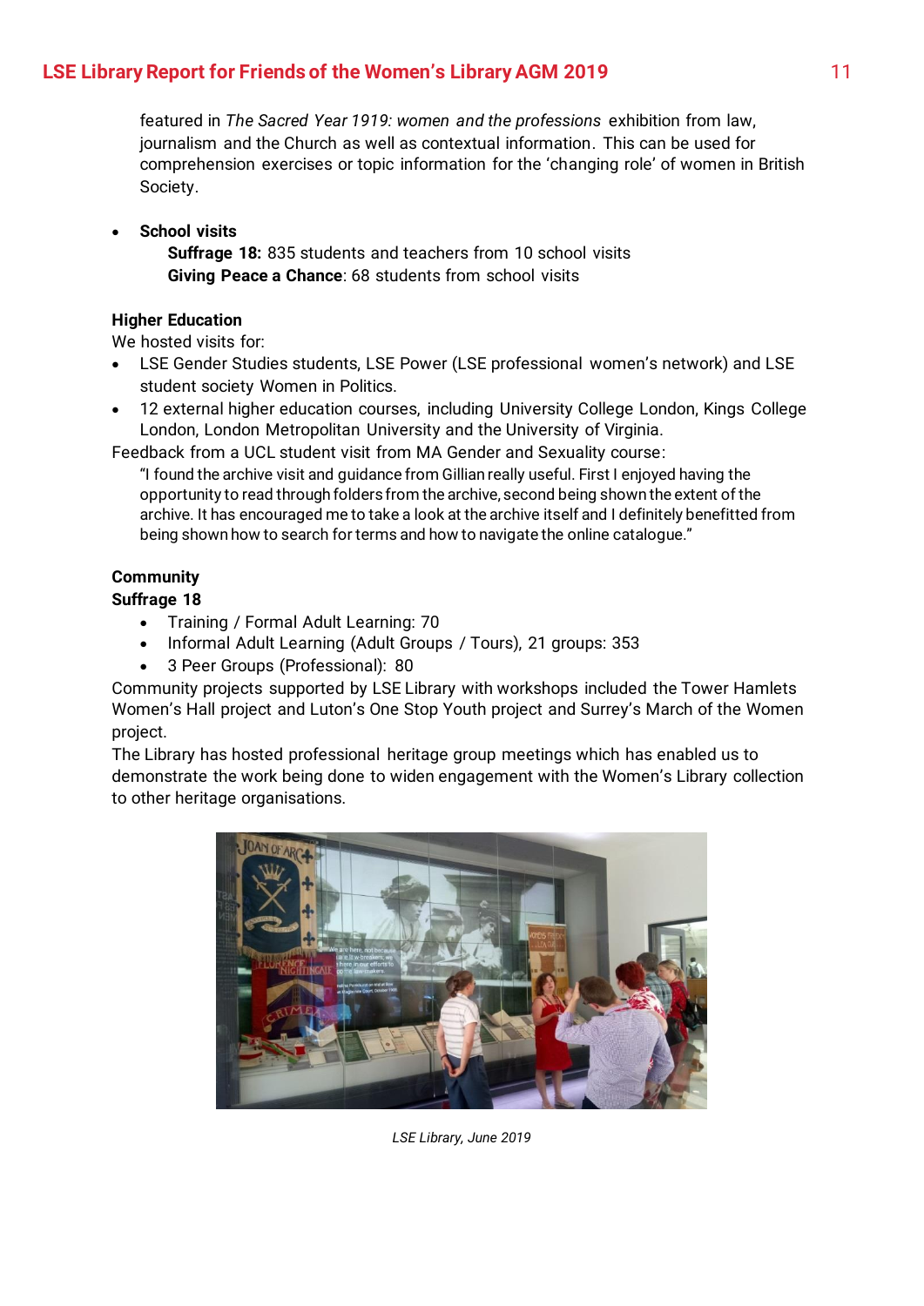featured in *The Sacred Year 1919: women and the professions* exhibition from law, journalism and the Church as well as contextual information. This can be used for comprehension exercises or topic information for the 'changing role' of women in British Society.

- **School visits**
  - **Suffrage 18:** 835 students and teachers from 10 school visits
  - **Giving Peace a Chance**: 68 students from school visits

**Higher Education**

We hosted visits for:

- LSE Gender Studies students, LSE Power (LSE professional women's network) and LSE student society Women in Politics.
- 12 external higher education courses, including University College London, Kings College London, London Metropolitan University and the University of Virginia.

Feedback from a UCL student visit from MA Gender and Sexuality course:

> "I found the archive visit and guidance from Gillian really useful. First I enjoyed having the opportunity to read through folders from the archive, second being shown the extent of the archive. It has encouraged me to take a look at the archive itself and I definitely benefitted from being shown how to search for terms and how to navigate the online catalogue."

**Community**

**Suffrage 18**

- Training / Formal Adult Learning: 70
- Informal Adult Learning (Adult Groups / Tours), 21 groups: 353
- 3 Peer Groups (Professional): 80

Community projects supported by LSE Library with workshops included the Tower Hamlets Women's Hall project and Luton's One Stop Youth project and Surrey's March of the Women project.

The Library has hosted professional heritage group meetings which has enabled us to demonstrate the work being done to widen engagement with the Women's Library collection to other heritage organisations.

*LSE Library, June 2019*